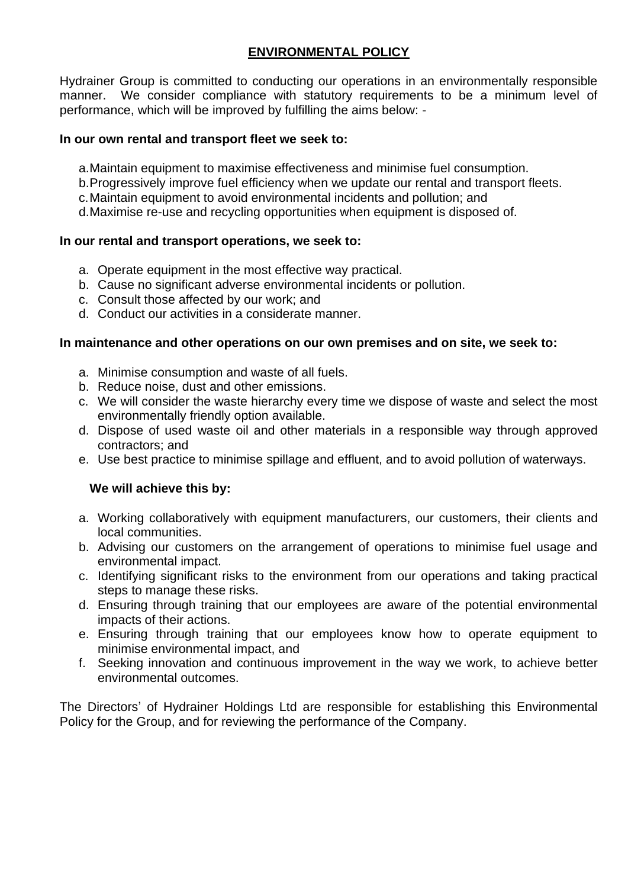# ENVIRONMENTAL POLICY

Hydrainer Group is committed to conducting our operations in an environmentally responsible manner. We consider compliance with statutory requirements to be a minimum level of performance, which will be improved by fulfilling the aims below: -

**In our own rental and transport fleet we seek to:**

a. Maintain equipment to maximise effectiveness and minimise fuel consumption.
b. Progressively improve fuel efficiency when we update our rental and transport fleets.
c. Maintain equipment to avoid environmental incidents and pollution; and
d. Maximise re-use and recycling opportunities when equipment is disposed of.

**In our rental and transport operations, we seek to:**

a. Operate equipment in the most effective way practical.
b. Cause no significant adverse environmental incidents or pollution.
c. Consult those affected by our work; and
d. Conduct our activities in a considerate manner.

**In maintenance and other operations on our own premises and on site, we seek to:**

a. Minimise consumption and waste of all fuels.
b. Reduce noise, dust and other emissions.
c. We will consider the waste hierarchy every time we dispose of waste and select the most environmentally friendly option available.
d. Dispose of used waste oil and other materials in a responsible way through approved contractors; and
e. Use best practice to minimise spillage and effluent, and to avoid pollution of waterways.

**We will achieve this by:**

a. Working collaboratively with equipment manufacturers, our customers, their clients and local communities.
b. Advising our customers on the arrangement of operations to minimise fuel usage and environmental impact.
c. Identifying significant risks to the environment from our operations and taking practical steps to manage these risks.
d. Ensuring through training that our employees are aware of the potential environmental impacts of their actions.
e. Ensuring through training that our employees know how to operate equipment to minimise environmental impact, and
f. Seeking innovation and continuous improvement in the way we work, to achieve better environmental outcomes.

The Directors' of Hydrainer Holdings Ltd are responsible for establishing this Environmental Policy for the Group, and for reviewing the performance of the Company.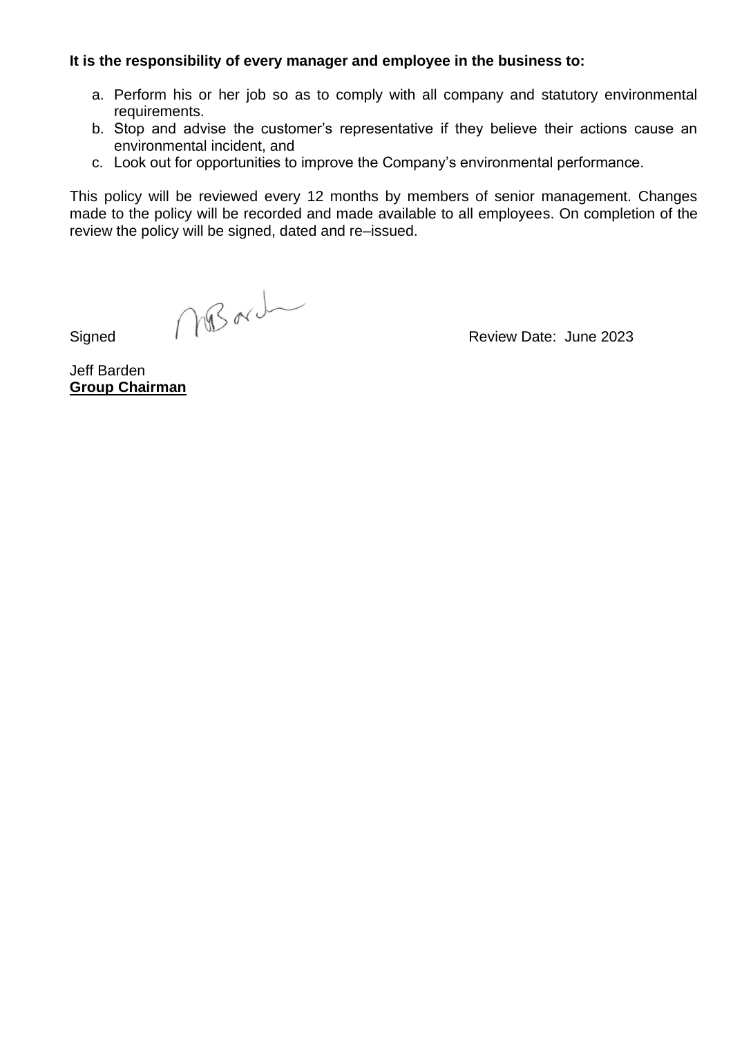**It is the responsibility of every manager and employee in the business to:**

a. Perform his or her job so as to comply with all company and statutory environmental requirements.
b. Stop and advise the customer's representative if they believe their actions cause an environmental incident, and
c. Look out for opportunities to improve the Company's environmental performance.

This policy will be reviewed every 12 months by members of senior management. Changes made to the policy will be recorded and made available to all employees. On completion of the review the policy will be signed, dated and re–issued.

Signed                                                                                   Review Date: June 2023

Jeff Barden
**Group Chairman**